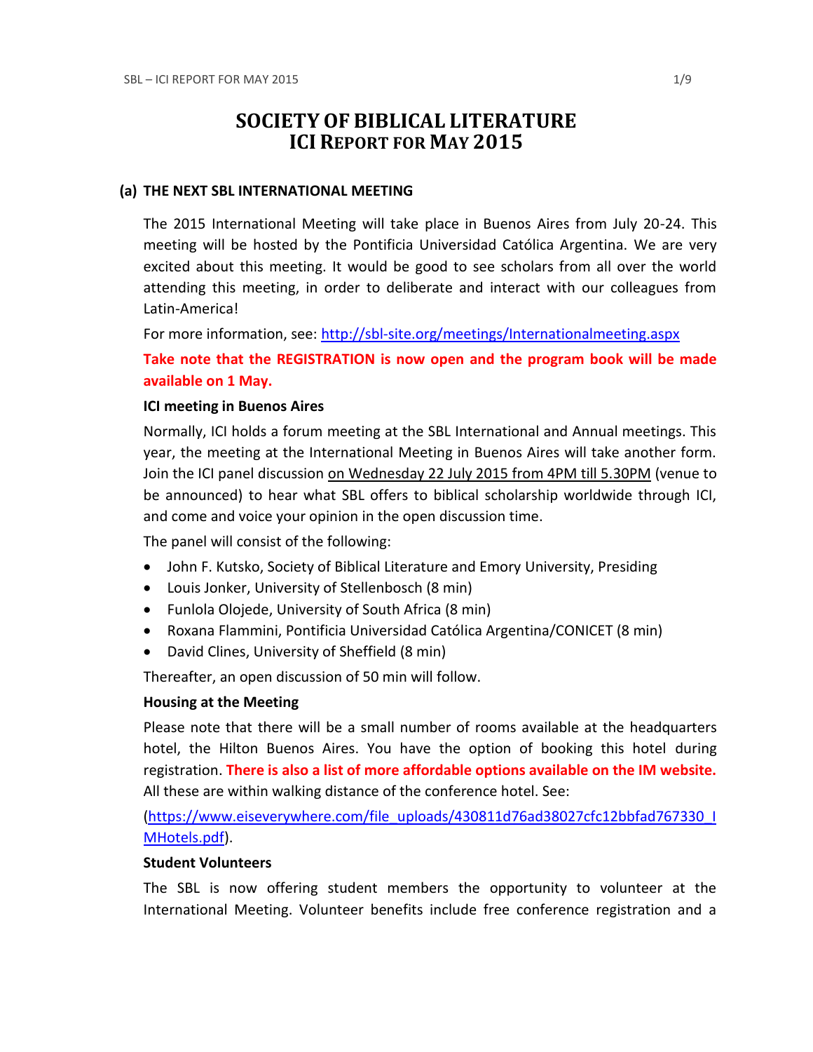# SOCIETY OF BIBLICAL LITERATURE
# ICI REPORT FOR MAY 2015

## (a) THE NEXT SBL INTERNATIONAL MEETING

The 2015 International Meeting will take place in Buenos Aires from July 20-24. This meeting will be hosted by the Pontificia Universidad Católica Argentina. We are very excited about this meeting. It would be good to see scholars from all over the world attending this meeting, in order to deliberate and interact with our colleagues from Latin-America!

For more information, see: [http://sbl-site.org/meetings/Internationalmeeting.aspx](http://sbl-site.org/meetings/Internationalmeeting.aspx)

**Take note that the REGISTRATION is now open and the program book will be made available on 1 May.**

### ICI meeting in Buenos Aires

Normally, ICI holds a forum meeting at the SBL International and Annual meetings. This year, the meeting at the International Meeting in Buenos Aires will take another form. Join the ICI panel discussion on Wednesday 22 July 2015 from 4PM till 5.30PM (venue to be announced) to hear what SBL offers to biblical scholarship worldwide through ICI, and come and voice your opinion in the open discussion time.

The panel will consist of the following:

- John F. Kutsko, Society of Biblical Literature and Emory University, Presiding
- Louis Jonker, University of Stellenbosch (8 min)
- Funlola Olojede, University of South Africa (8 min)
- Roxana Flammini, Pontificia Universidad Católica Argentina/CONICET (8 min)
- David Clines, University of Sheffield (8 min)

Thereafter, an open discussion of 50 min will follow.

### Housing at the Meeting

Please note that there will be a small number of rooms available at the headquarters hotel, the Hilton Buenos Aires. You have the option of booking this hotel during registration. **There is also a list of more affordable options available on the IM website.** All these are within walking distance of the conference hotel. See:

([https://www.eiseverywhere.com/file_uploads/430811d76ad38027cfc12bbfad767330_IMHotels.pdf](https://www.eiseverywhere.com/file_uploads/430811d76ad38027cfc12bbfad767330_IMHotels.pdf)).

### Student Volunteers

The SBL is now offering student members the opportunity to volunteer at the International Meeting. Volunteer benefits include free conference registration and a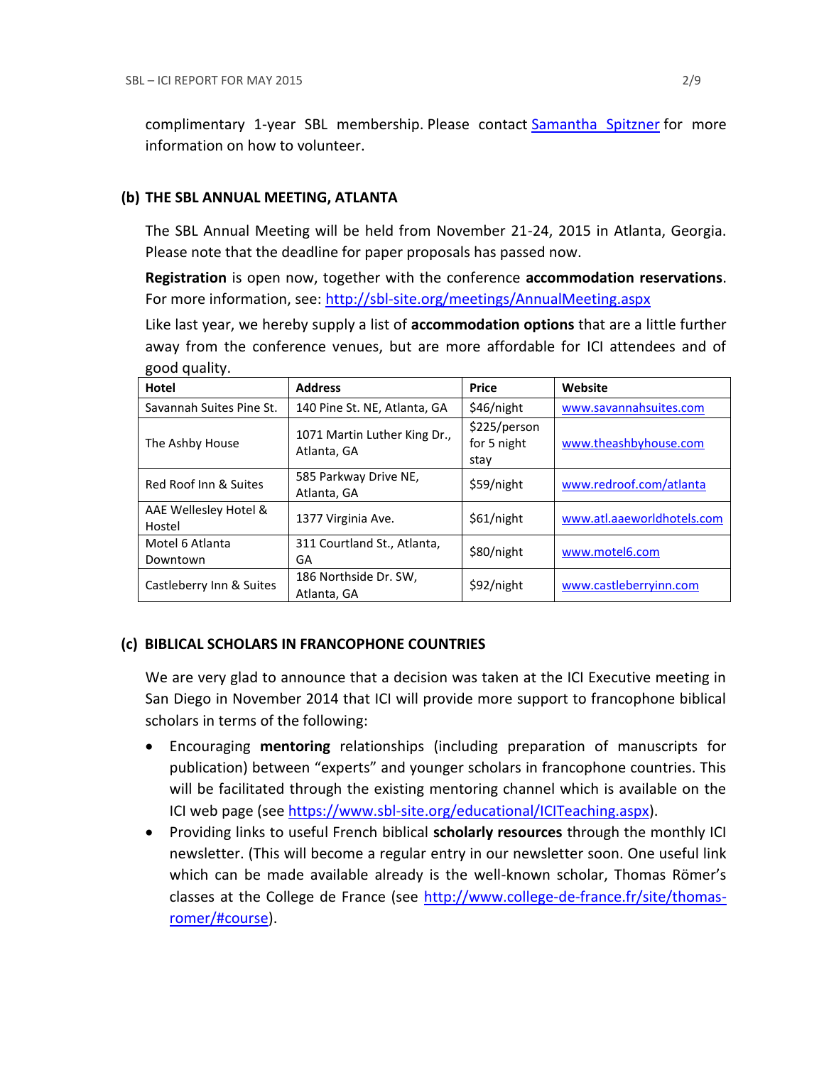complimentary 1-year SBL membership. Please contact [Samantha Spitzner](#) for more information on how to volunteer.

## (b) THE SBL ANNUAL MEETING, ATLANTA

The SBL Annual Meeting will be held from November 21-24, 2015 in Atlanta, Georgia. Please note that the deadline for paper proposals has passed now.

**Registration** is open now, together with the conference **accommodation reservations**. For more information, see: [http://sbl-site.org/meetings/AnnualMeeting.aspx](http://sbl-site.org/meetings/AnnualMeeting.aspx)

Like last year, we hereby supply a list of **accommodation options** that are a little further away from the conference venues, but are more affordable for ICI attendees and of good quality.

| Hotel | Address | Price | Website |
|---|---|---|---|
| Savannah Suites Pine St. | 140 Pine St. NE, Atlanta, GA | $46/night | www.savannahsuites.com |
| The Ashby House | 1071 Martin Luther King Dr., Atlanta, GA | $225/person for 5 night stay | www.theashbyhouse.com |
| Red Roof Inn & Suites | 585 Parkway Drive NE, Atlanta, GA | $59/night | www.redroof.com/atlanta |
| AAE Wellesley Hotel & Hostel | 1377 Virginia Ave. | $61/night | www.atl.aaeworldhotels.com |
| Motel 6 Atlanta Downtown | 311 Courtland St., Atlanta, GA | $80/night | www.motel6.com |
| Castleberry Inn & Suites | 186 Northside Dr. SW, Atlanta, GA | $92/night | www.castleberryinn.com |

## (c) BIBLICAL SCHOLARS IN FRANCOPHONE COUNTRIES

We are very glad to announce that a decision was taken at the ICI Executive meeting in San Diego in November 2014 that ICI will provide more support to francophone biblical scholars in terms of the following:

- Encouraging **mentoring** relationships (including preparation of manuscripts for publication) between "experts" and younger scholars in francophone countries. This will be facilitated through the existing mentoring channel which is available on the ICI web page (see [https://www.sbl-site.org/educational/ICITeaching.aspx](https://www.sbl-site.org/educational/ICITeaching.aspx)).
- Providing links to useful French biblical **scholarly resources** through the monthly ICI newsletter. (This will become a regular entry in our newsletter soon. One useful link which can be made available already is the well-known scholar, Thomas Römer's classes at the College de France (see [http://www.college-de-france.fr/site/thomas-romer/#course](http://www.college-de-france.fr/site/thomas-romer/#course)).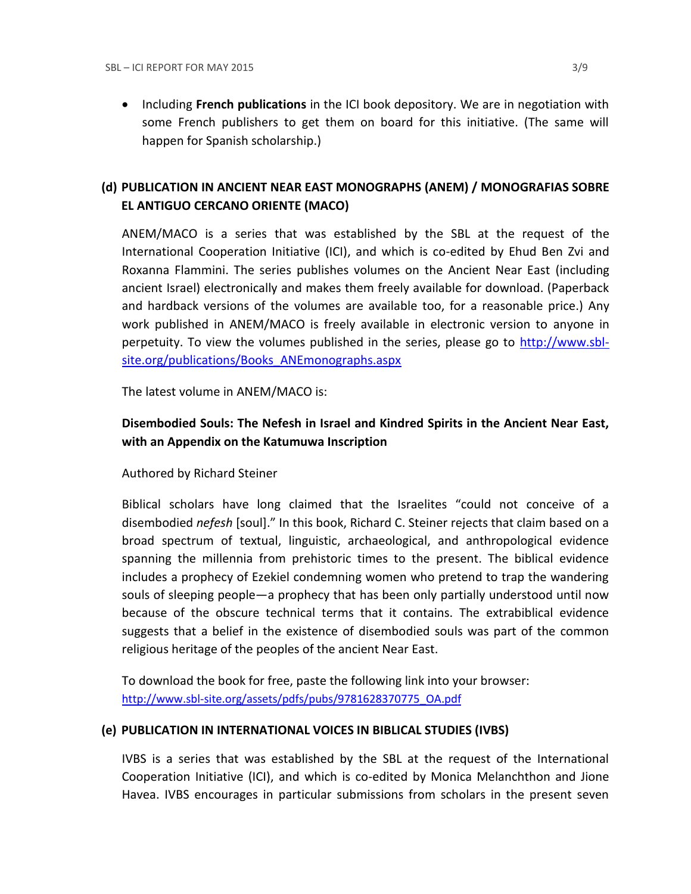- Including **French publications** in the ICI book depository. We are in negotiation with some French publishers to get them on board for this initiative. (The same will happen for Spanish scholarship.)

### (d) PUBLICATION IN ANCIENT NEAR EAST MONOGRAPHS (ANEM) / MONOGRAFIAS SOBRE EL ANTIGUO CERCANO ORIENTE (MACO)

ANEM/MACO is a series that was established by the SBL at the request of the International Cooperation Initiative (ICI), and which is co-edited by Ehud Ben Zvi and Roxanna Flammini. The series publishes volumes on the Ancient Near East (including ancient Israel) electronically and makes them freely available for download. (Paperback and hardback versions of the volumes are available too, for a reasonable price.) Any work published in ANEM/MACO is freely available in electronic version to anyone in perpetuity. To view the volumes published in the series, please go to [http://www.sbl-site.org/publications/Books_ANEmonographs.aspx](http://www.sbl-site.org/publications/Books_ANEmonographs.aspx)

The latest volume in ANEM/MACO is:

**Disembodied Souls: The Nefesh in Israel and Kindred Spirits in the Ancient Near East, with an Appendix on the Katumuwa Inscription**

Authored by Richard Steiner

Biblical scholars have long claimed that the Israelites "could not conceive of a disembodied *nefesh* [soul]." In this book, Richard C. Steiner rejects that claim based on a broad spectrum of textual, linguistic, archaeological, and anthropological evidence spanning the millennia from prehistoric times to the present. The biblical evidence includes a prophecy of Ezekiel condemning women who pretend to trap the wandering souls of sleeping people—a prophecy that has been only partially understood until now because of the obscure technical terms that it contains. The extrabiblical evidence suggests that a belief in the existence of disembodied souls was part of the common religious heritage of the peoples of the ancient Near East.

To download the book for free, paste the following link into your browser:
[http://www.sbl-site.org/assets/pdfs/pubs/9781628370775_OA.pdf](http://www.sbl-site.org/assets/pdfs/pubs/9781628370775_OA.pdf)

### (e) PUBLICATION IN INTERNATIONAL VOICES IN BIBLICAL STUDIES (IVBS)

IVBS is a series that was established by the SBL at the request of the International Cooperation Initiative (ICI), and which is co-edited by Monica Melanchthon and Jione Havea. IVBS encourages in particular submissions from scholars in the present seven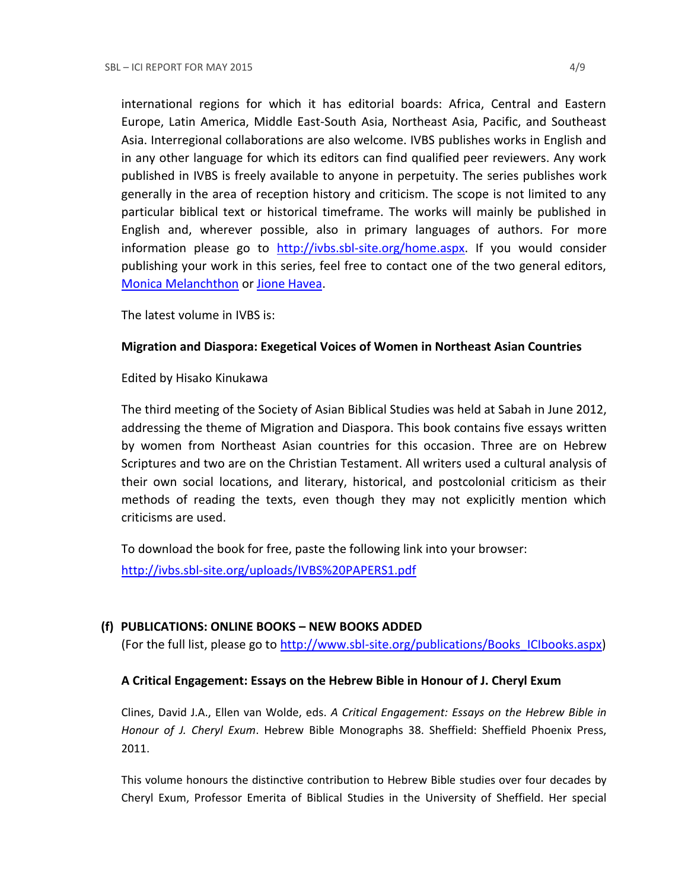international regions for which it has editorial boards: Africa, Central and Eastern Europe, Latin America, Middle East-South Asia, Northeast Asia, Pacific, and Southeast Asia. Interregional collaborations are also welcome. IVBS publishes works in English and in any other language for which its editors can find qualified peer reviewers. Any work published in IVBS is freely available to anyone in perpetuity. The series publishes work generally in the area of reception history and criticism. The scope is not limited to any particular biblical text or historical timeframe. The works will mainly be published in English and, wherever possible, also in primary languages of authors. For more information please go to http://ivbs.sbl-site.org/home.aspx. If you would consider publishing your work in this series, feel free to contact one of the two general editors, Monica Melanchthon or Jione Havea.

The latest volume in IVBS is:

**Migration and Diaspora: Exegetical Voices of Women in Northeast Asian Countries**

Edited by Hisako Kinukawa

The third meeting of the Society of Asian Biblical Studies was held at Sabah in June 2012, addressing the theme of Migration and Diaspora. This book contains five essays written by women from Northeast Asian countries for this occasion. Three are on Hebrew Scriptures and two are on the Christian Testament. All writers used a cultural analysis of their own social locations, and literary, historical, and postcolonial criticism as their methods of reading the texts, even though they may not explicitly mention which criticisms are used.

To download the book for free, paste the following link into your browser:
http://ivbs.sbl-site.org/uploads/IVBS%20PAPERS1.pdf

## (f) PUBLICATIONS: ONLINE BOOKS – NEW BOOKS ADDED

(For the full list, please go to http://www.sbl-site.org/publications/Books_ICIbooks.aspx)

**A Critical Engagement: Essays on the Hebrew Bible in Honour of J. Cheryl Exum**

Clines, David J.A., Ellen van Wolde, eds. *A Critical Engagement: Essays on the Hebrew Bible in Honour of J. Cheryl Exum*. Hebrew Bible Monographs 38. Sheffield: Sheffield Phoenix Press, 2011.

This volume honours the distinctive contribution to Hebrew Bible studies over four decades by Cheryl Exum, Professor Emerita of Biblical Studies in the University of Sheffield. Her special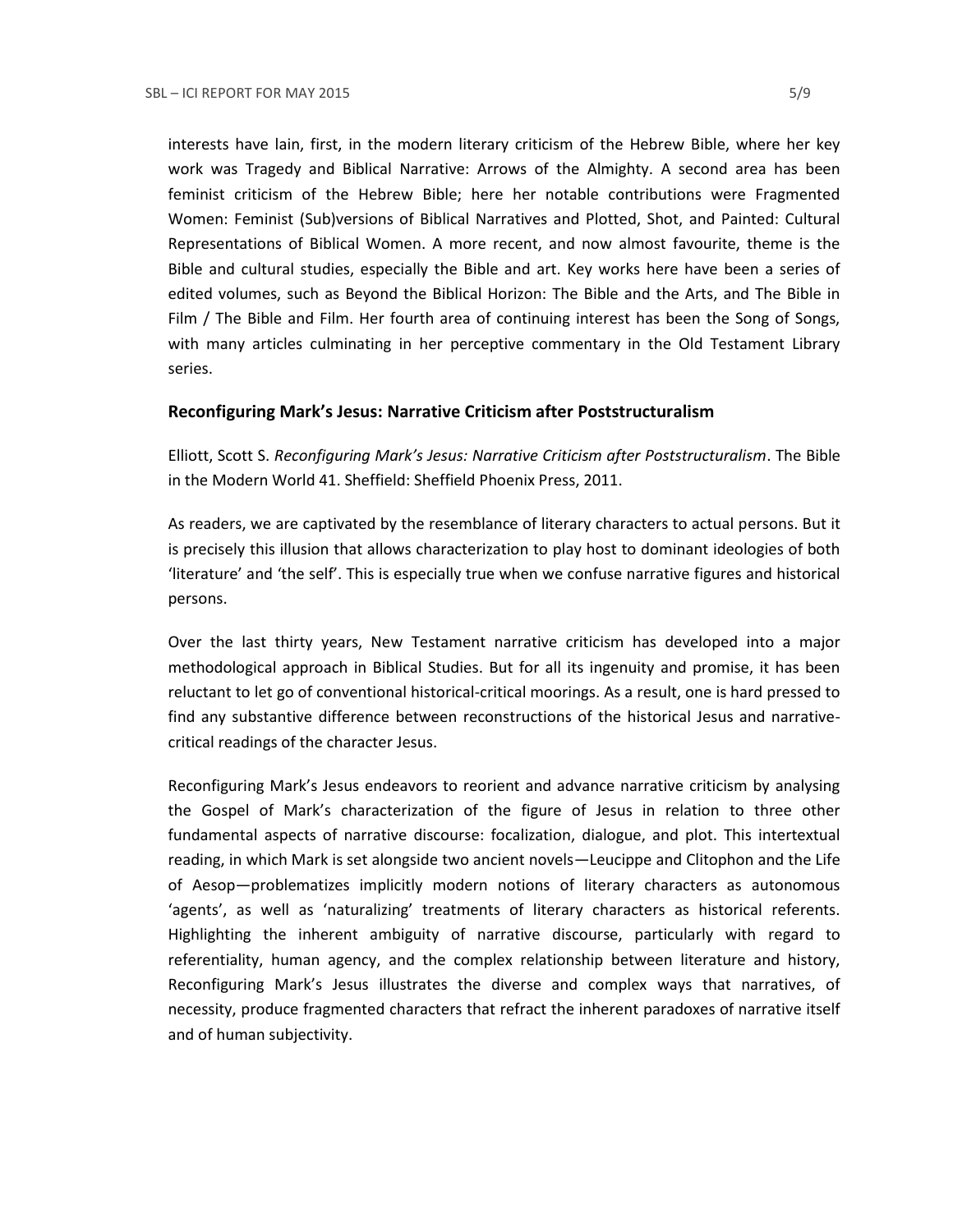interests have lain, first, in the modern literary criticism of the Hebrew Bible, where her key work was Tragedy and Biblical Narrative: Arrows of the Almighty. A second area has been feminist criticism of the Hebrew Bible; here her notable contributions were Fragmented Women: Feminist (Sub)versions of Biblical Narratives and Plotted, Shot, and Painted: Cultural Representations of Biblical Women. A more recent, and now almost favourite, theme is the Bible and cultural studies, especially the Bible and art. Key works here have been a series of edited volumes, such as Beyond the Biblical Horizon: The Bible and the Arts, and The Bible in Film / The Bible and Film. Her fourth area of continuing interest has been the Song of Songs, with many articles culminating in her perceptive commentary in the Old Testament Library series.

### Reconfiguring Mark's Jesus: Narrative Criticism after Poststructuralism

Elliott, Scott S. *Reconfiguring Mark's Jesus: Narrative Criticism after Poststructuralism*. The Bible in the Modern World 41. Sheffield: Sheffield Phoenix Press, 2011.

As readers, we are captivated by the resemblance of literary characters to actual persons. But it is precisely this illusion that allows characterization to play host to dominant ideologies of both 'literature' and 'the self'. This is especially true when we confuse narrative figures and historical persons.

Over the last thirty years, New Testament narrative criticism has developed into a major methodological approach in Biblical Studies. But for all its ingenuity and promise, it has been reluctant to let go of conventional historical-critical moorings. As a result, one is hard pressed to find any substantive difference between reconstructions of the historical Jesus and narrative-critical readings of the character Jesus.

Reconfiguring Mark's Jesus endeavors to reorient and advance narrative criticism by analysing the Gospel of Mark's characterization of the figure of Jesus in relation to three other fundamental aspects of narrative discourse: focalization, dialogue, and plot. This intertextual reading, in which Mark is set alongside two ancient novels—Leucippe and Clitophon and the Life of Aesop—problematizes implicitly modern notions of literary characters as autonomous 'agents', as well as 'naturalizing' treatments of literary characters as historical referents. Highlighting the inherent ambiguity of narrative discourse, particularly with regard to referentiality, human agency, and the complex relationship between literature and history, Reconfiguring Mark's Jesus illustrates the diverse and complex ways that narratives, of necessity, produce fragmented characters that refract the inherent paradoxes of narrative itself and of human subjectivity.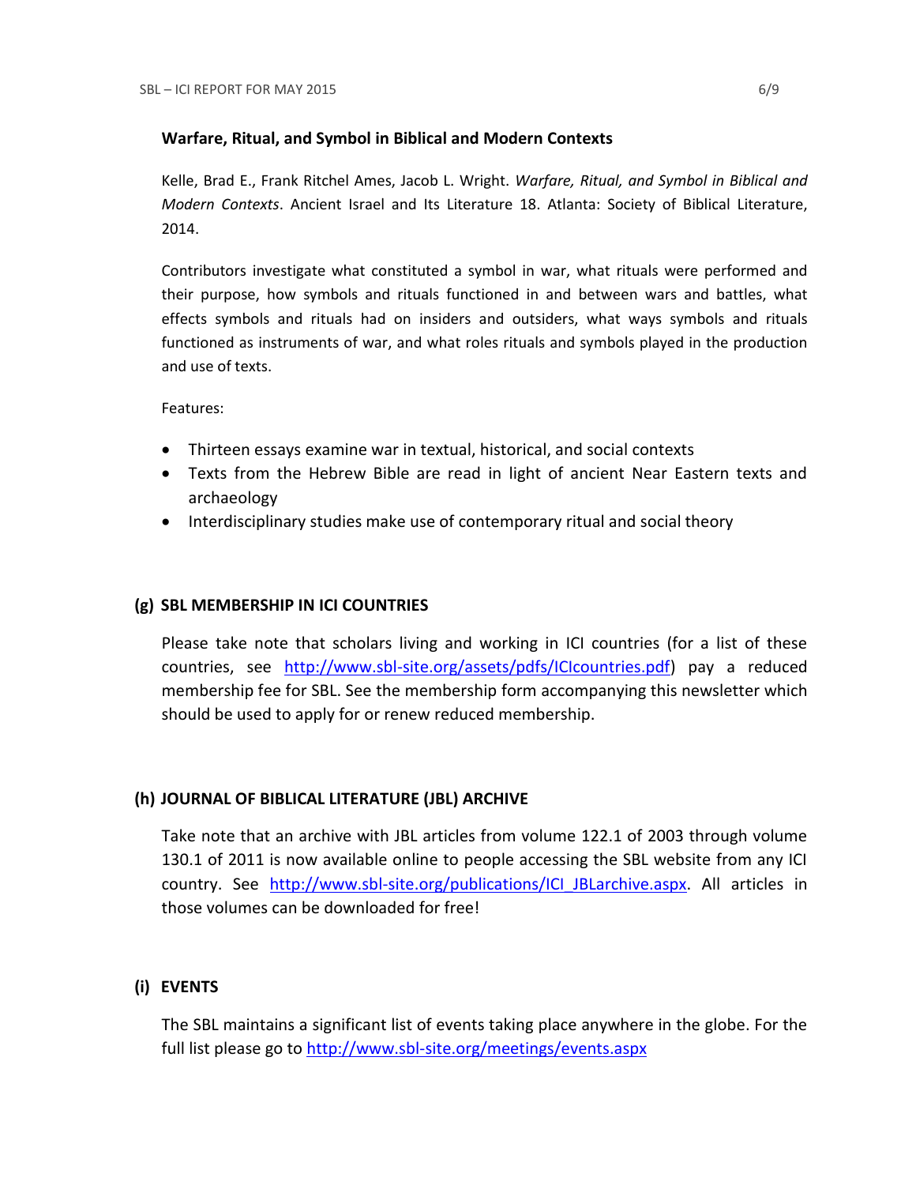**Warfare, Ritual, and Symbol in Biblical and Modern Contexts**

Kelle, Brad E., Frank Ritchel Ames, Jacob L. Wright. *Warfare, Ritual, and Symbol in Biblical and Modern Contexts*. Ancient Israel and Its Literature 18. Atlanta: Society of Biblical Literature, 2014.

Contributors investigate what constituted a symbol in war, what rituals were performed and their purpose, how symbols and rituals functioned in and between wars and battles, what effects symbols and rituals had on insiders and outsiders, what ways symbols and rituals functioned as instruments of war, and what roles rituals and symbols played in the production and use of texts.

Features:

- Thirteen essays examine war in textual, historical, and social contexts
- Texts from the Hebrew Bible are read in light of ancient Near Eastern texts and archaeology
- Interdisciplinary studies make use of contemporary ritual and social theory

## (g) SBL MEMBERSHIP IN ICI COUNTRIES

Please take note that scholars living and working in ICI countries (for a list of these countries, see http://www.sbl-site.org/assets/pdfs/ICIcountries.pdf) pay a reduced membership fee for SBL. See the membership form accompanying this newsletter which should be used to apply for or renew reduced membership.

## (h) JOURNAL OF BIBLICAL LITERATURE (JBL) ARCHIVE

Take note that an archive with JBL articles from volume 122.1 of 2003 through volume 130.1 of 2011 is now available online to people accessing the SBL website from any ICI country. See http://www.sbl-site.org/publications/ICI_JBLarchive.aspx. All articles in those volumes can be downloaded for free!

## (i) EVENTS

The SBL maintains a significant list of events taking place anywhere in the globe. For the full list please go to http://www.sbl-site.org/meetings/events.aspx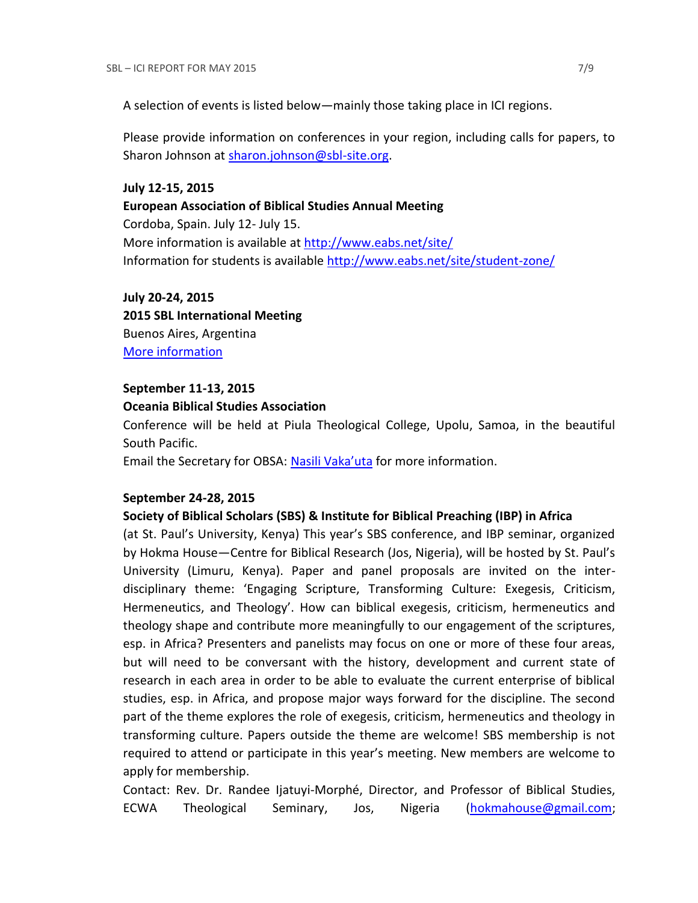A selection of events is listed below—mainly those taking place in ICI regions.

Please provide information on conferences in your region, including calls for papers, to Sharon Johnson at sharon.johnson@sbl-site.org.

**July 12-15, 2015**
**European Association of Biblical Studies Annual Meeting**
Cordoba, Spain. July 12- July 15.
More information is available at http://www.eabs.net/site/
Information for students is available http://www.eabs.net/site/student-zone/

**July 20-24, 2015**
**2015 SBL International Meeting**
Buenos Aires, Argentina
More information

**September 11-13, 2015**
**Oceania Biblical Studies Association**
Conference will be held at Piula Theological College, Upolu, Samoa, in the beautiful South Pacific.
Email the Secretary for OBSA: Nasili Vaka'uta for more information.

**September 24-28, 2015**
**Society of Biblical Scholars (SBS) & Institute for Biblical Preaching (IBP) in Africa**
(at St. Paul's University, Kenya) This year's SBS conference, and IBP seminar, organized by Hokma House—Centre for Biblical Research (Jos, Nigeria), will be hosted by St. Paul's University (Limuru, Kenya). Paper and panel proposals are invited on the inter-disciplinary theme: 'Engaging Scripture, Transforming Culture: Exegesis, Criticism, Hermeneutics, and Theology'. How can biblical exegesis, criticism, hermeneutics and theology shape and contribute more meaningfully to our engagement of the scriptures, esp. in Africa? Presenters and panelists may focus on one or more of these four areas, but will need to be conversant with the history, development and current state of research in each area in order to be able to evaluate the current enterprise of biblical studies, esp. in Africa, and propose major ways forward for the discipline. The second part of the theme explores the role of exegesis, criticism, hermeneutics and theology in transforming culture. Papers outside the theme are welcome! SBS membership is not required to attend or participate in this year's meeting. New members are welcome to apply for membership.
Contact: Rev. Dr. Randee Ijatuyi-Morphé, Director, and Professor of Biblical Studies, ECWA Theological Seminary, Jos, Nigeria (hokmahouse@gmail.com;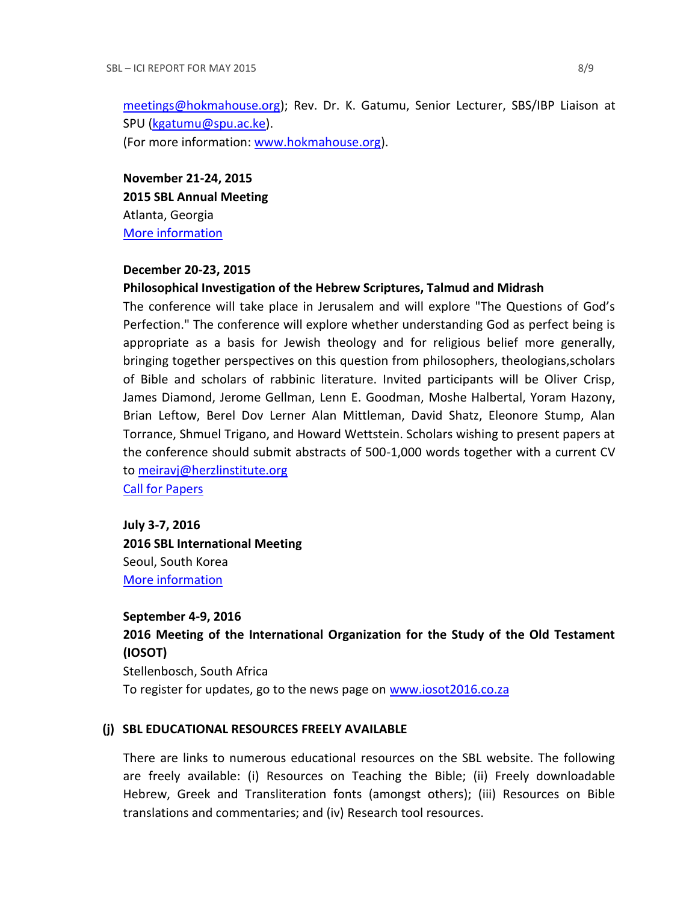meetings@hokmahouse.org); Rev. Dr. K. Gatumu, Senior Lecturer, SBS/IBP Liaison at SPU (kgatumu@spu.ac.ke).
(For more information: www.hokmahouse.org).

**November 21-24, 2015**
**2015 SBL Annual Meeting**
Atlanta, Georgia
More information

**December 20-23, 2015**
**Philosophical Investigation of the Hebrew Scriptures, Talmud and Midrash**
The conference will take place in Jerusalem and will explore "The Questions of God's Perfection." The conference will explore whether understanding God as perfect being is appropriate as a basis for Jewish theology and for religious belief more generally, bringing together perspectives on this question from philosophers, theologians,scholars of Bible and scholars of rabbinic literature. Invited participants will be Oliver Crisp, James Diamond, Jerome Gellman, Lenn E. Goodman, Moshe Halbertal, Yoram Hazony, Brian Leftow, Berel Dov Lerner Alan Mittleman, David Shatz, Eleonore Stump, Alan Torrance, Shmuel Trigano, and Howard Wettstein. Scholars wishing to present papers at the conference should submit abstracts of 500-1,000 words together with a current CV to meiravj@herzlinstitute.org
Call for Papers

**July 3-7, 2016**
**2016 SBL International Meeting**
Seoul, South Korea
More information

**September 4-9, 2016**
**2016 Meeting of the International Organization for the Study of the Old Testament (IOSOT)**
Stellenbosch, South Africa
To register for updates, go to the news page on www.iosot2016.co.za

## (j) SBL EDUCATIONAL RESOURCES FREELY AVAILABLE

There are links to numerous educational resources on the SBL website. The following are freely available: (i) Resources on Teaching the Bible; (ii) Freely downloadable Hebrew, Greek and Transliteration fonts (amongst others); (iii) Resources on Bible translations and commentaries; and (iv) Research tool resources.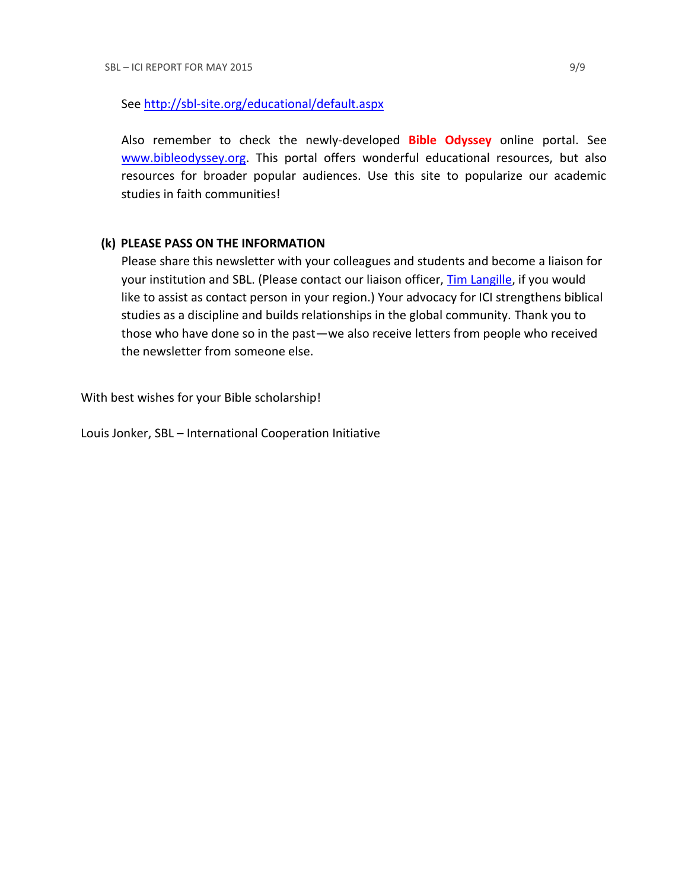See http://sbl-site.org/educational/default.aspx

Also remember to check the newly-developed **Bible Odyssey** online portal. See www.bibleodyssey.org. This portal offers wonderful educational resources, but also resources for broader popular audiences. Use this site to popularize our academic studies in faith communities!

### (k) PLEASE PASS ON THE INFORMATION

Please share this newsletter with your colleagues and students and become a liaison for your institution and SBL. (Please contact our liaison officer, Tim Langille, if you would like to assist as contact person in your region.) Your advocacy for ICI strengthens biblical studies as a discipline and builds relationships in the global community. Thank you to those who have done so in the past—we also receive letters from people who received the newsletter from someone else.

With best wishes for your Bible scholarship!

Louis Jonker, SBL – International Cooperation Initiative